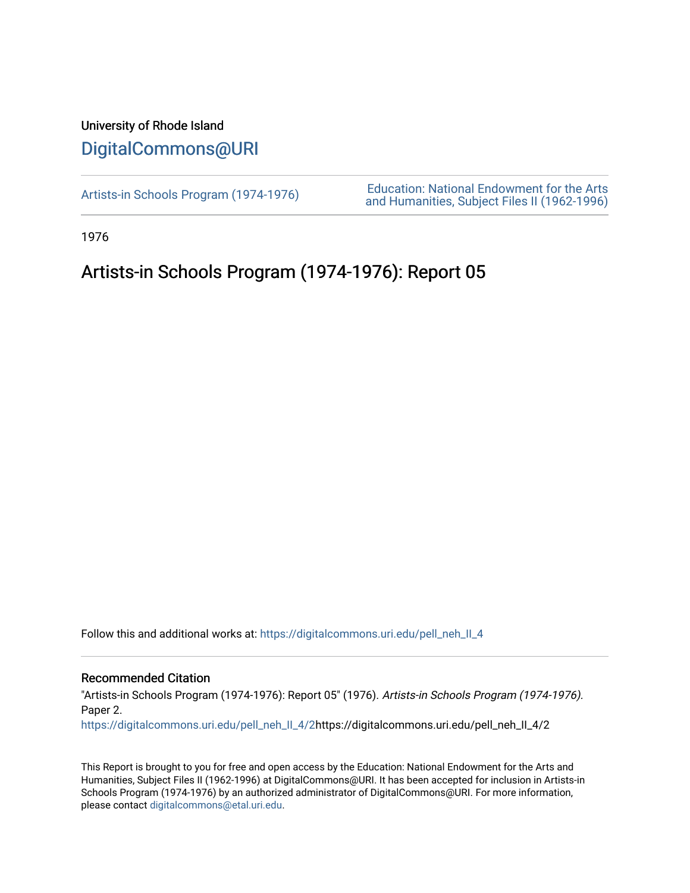University of Rhode Island

# DigitalCommons@URI

Artists-in Schools Program (1974-1976)

Education: National Endowment for the Arts and Humanities, Subject Files II (1962-1996)

1976

## Artists-in Schools Program (1974-1976): Report 05

Follow this and additional works at: https://digitalcommons.uri.edu/pell_neh_II_4

### Recommended Citation

"Artists-in Schools Program (1974-1976): Report 05" (1976). *Artists-in Schools Program (1974-1976)*. Paper 2.
https://digitalcommons.uri.edu/pell_neh_II_4/2https://digitalcommons.uri.edu/pell_neh_II_4/2

This Report is brought to you for free and open access by the Education: National Endowment for the Arts and Humanities, Subject Files II (1962-1996) at DigitalCommons@URI. It has been accepted for inclusion in Artists-in Schools Program (1974-1976) by an authorized administrator of DigitalCommons@URI. For more information, please contact digitalcommons@etal.uri.edu.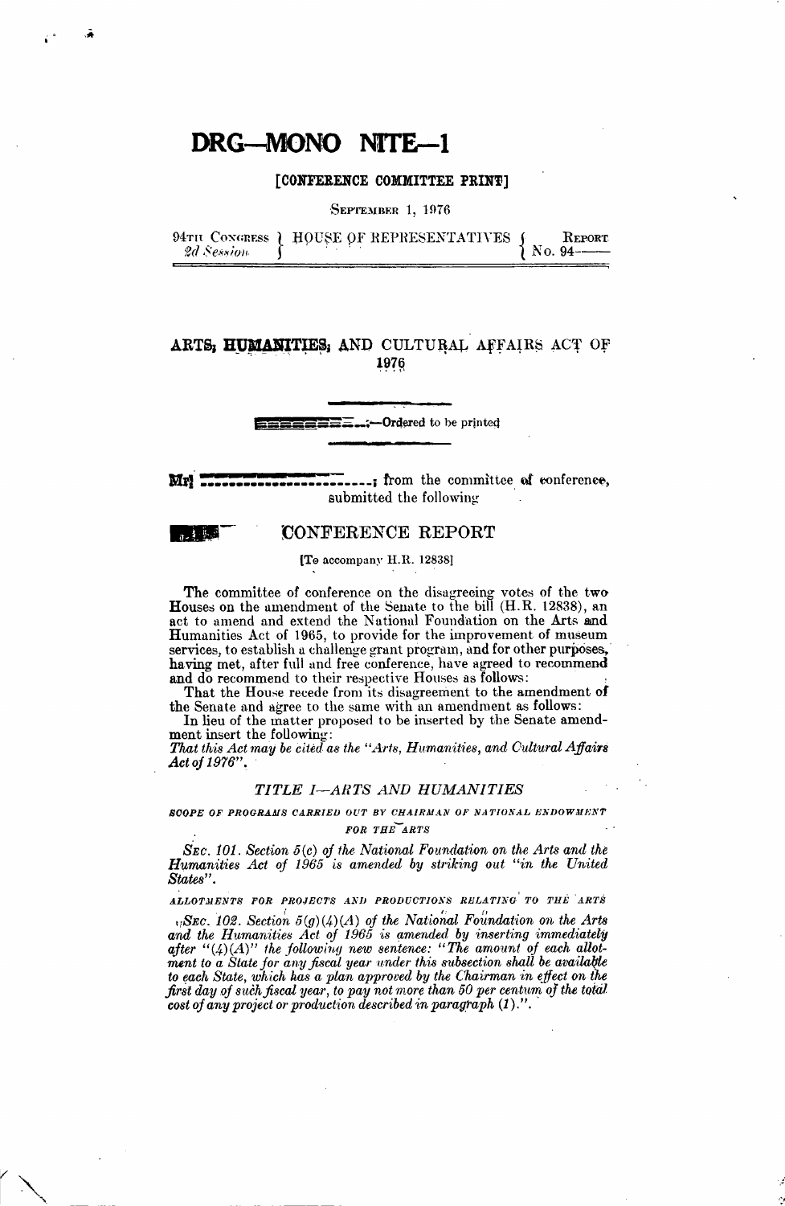# DRG—MONO NITE—1

[CONFERENCE COMMITTEE PRINT]

SEPTEMBER 1, 1976

94TH CONGRESS 2d Session } HOUSE OF REPRESENTATIVES { REPORT No. 94——

## ARTS, HUMANITIES, AND CULTURAL AFFAIRS ACT OF 1976

——:—Ordered to be printed

Mr. ————; from the committee of conference, submitted the following

## CONFERENCE REPORT

[To accompany H.R. 12838]

The committee of conference on the disagreeing votes of the two Houses on the amendment of the Senate to the bill (H.R. 12838), an act to amend and extend the National Foundation on the Arts and Humanities Act of 1965, to provide for the improvement of museum services, to establish a challenge grant program, and for other purposes, having met, after full and free conference, have agreed to recommend and do recommend to their respective Houses as follows:

That the House recede from its disagreement to the amendment of the Senate and agree to the same with an amendment as follows:

In lieu of the matter proposed to be inserted by the Senate amendment insert the following:

*That this Act may be cited as the "Arts, Humanities, and Cultural Affairs Act of 1976".*

### *TITLE I—ARTS AND HUMANITIES*

*SCOPE OF PROGRAMS CARRIED OUT BY CHAIRMAN OF NATIONAL ENDOWMENT FOR THE ARTS*

*SEC. 101. Section 5(c) of the National Foundation on the Arts and the Humanities Act of 1965 is amended by striking out "in the United States".*

*ALLOTMENTS FOR PROJECTS AND PRODUCTIONS RELATING TO THE ARTS*

*SEC. 102. Section 5(g)(4)(A) of the National Foundation on the Arts and the Humanities Act of 1965 is amended by inserting immediately after "(4)(A)" the following new sentence: "The amount of each allotment to a State for any fiscal year under this subsection shall be available to each State, which has a plan approved by the Chairman in effect on the first day of such fiscal year, to pay not more than 50 per centum of the total cost of any project or production described in paragraph (1).".*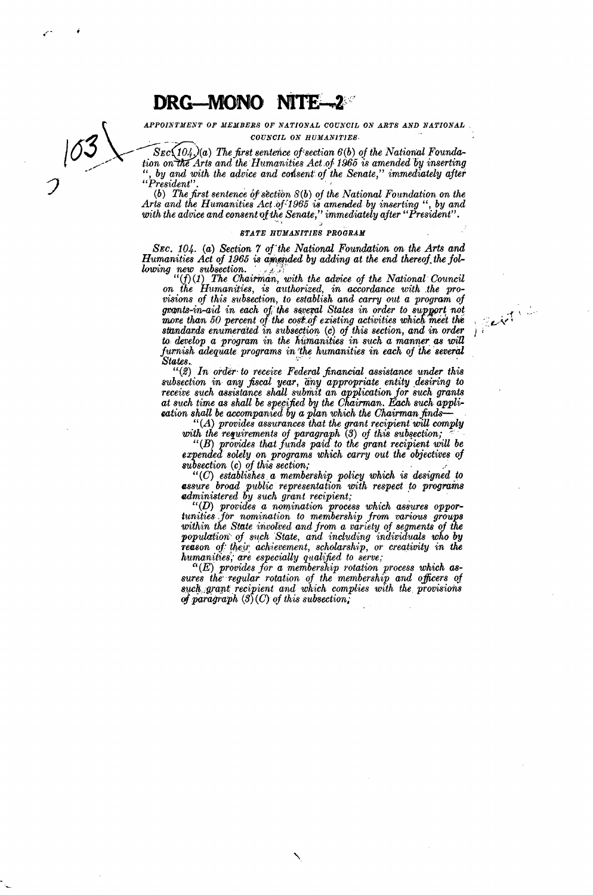# DRG—MONO NITE—2

*APPOINTMENT OF MEMBERS OF NATIONAL COUNCIL ON ARTS AND NATIONAL COUNCIL ON HUMANITIES*

*SEC. 104. (a) The first sentence of section 6(b) of the National Foundation on the Arts and the Humanities Act of 1965 is amended by inserting ", by and with the advice and consent of the Senate," immediately after "President".*

*(b) The first sentence of section 8(b) of the National Foundation on the Arts and the Humanities Act of 1965 is amended by inserting ", by and with the advice and consent of the Senate," immediately after "President".*

*STATE HUMANITIES PROGRAM*

*SEC. 104. (a) Section 7 of the National Foundation on the Arts and Humanities Act of 1965 is amended by adding at the end thereof the following new subsection.*

*"(f)(1) The Chairman, with the advice of the National Council on the Humanities, is authorized, in accordance with the provisions of this subsection, to establish and carry out a program of grants-in-aid in each of the several States in order to support not more than 50 percent of the cost of existing activities which meet the standards enumerated in subsection (c) of this section, and in order to develop a program in the humanities in such a manner as will furnish adequate programs in the humanities in each of the several States.*

*"(2) In order to receive Federal financial assistance under this subsection in any fiscal year, any appropriate entity desiring to receive such assistance shall submit an application for such grants at such time as shall be specified by the Chairman. Each such application shall be accompanied by a plan which the Chairman finds—*

*"(A) provides assurances that the grant recipient will comply with the requirements of paragraph (3) of this subsection;*

*"(B) provides that funds paid to the grant recipient will be expended solely on programs which carry out the objectives of subsection (c) of this section;*

*"(C) establishes a membership policy which is designed to assure broad public representation with respect to programs administered by such grant recipient;*

*"(D) provides a nomination process which assures opportunities for nomination to membership from various groups within the State involved and from a variety of segments of the population of such State, and including individuals who by reason of their achievement, scholarship, or creativity in the humanities, are especially qualified to serve;*

*"(E) provides for a membership rotation process which assures the regular rotation of the membership and officers of such grant recipient and which complies with the provisions of paragraph (3)(C) of this subsection;*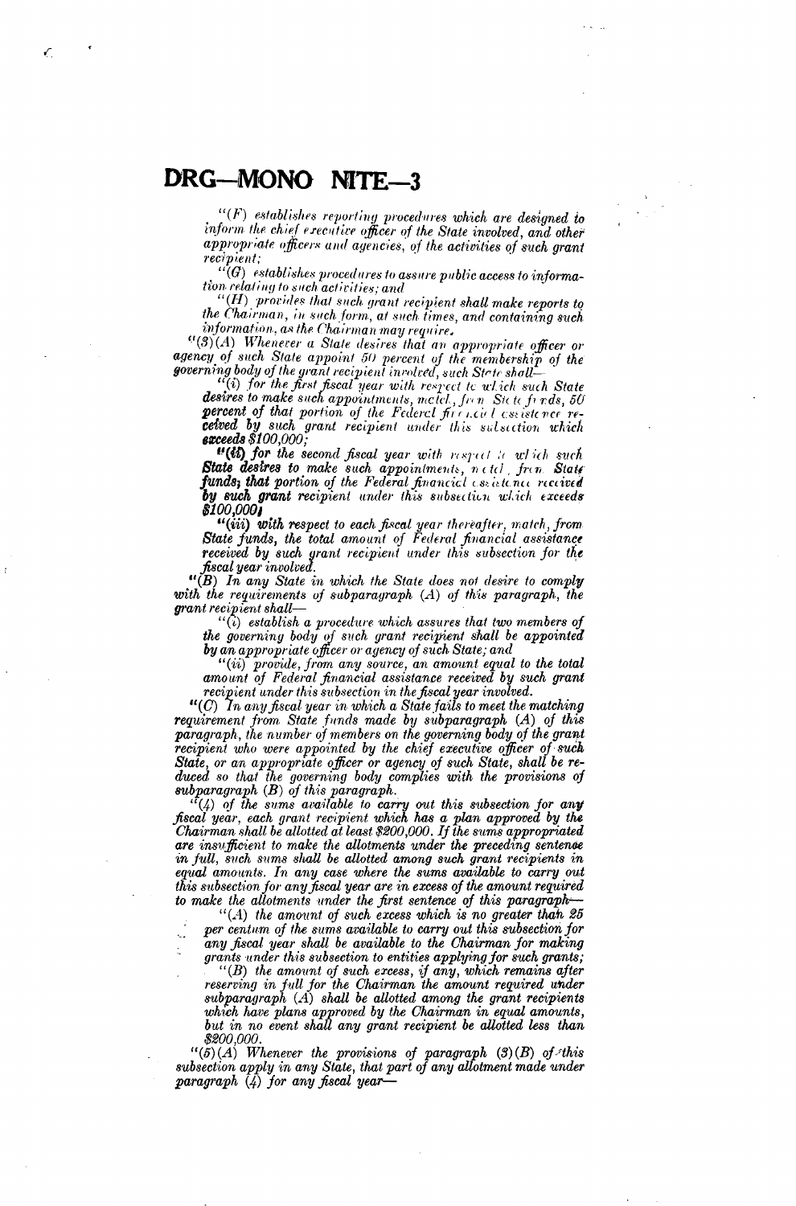"(F) establishes reporting procedures which are designed to inform the chief executive officer of the State involved, and other appropriate officers and agencies, of the activities of such grant recipient;

"(G) establishes procedures to assure public access to information relating to such activities; and

"(H) provides that such grant recipient shall make reports to the Chairman, in such form, at such times, and containing such information, as the Chairman may require.

"(3)(A) Whenever a State desires that an appropriate officer or agency of such State appoint 50 percent of the membership of the governing body of the grant recipient involved, such State shall—

"(i) for the first fiscal year with respect to which such State desires to make such appointments, match, from State funds, 50 percent of that portion of the Federal financial assistance received by such grant recipient under this subsection which exceeds $100,000;

"(ii) for the second fiscal year with respect to which such State desires to make such appointments, match, from State funds, that portion of the Federal financial assistance received by such grant recipient under this subsection which exceeds $100,000;

"(iii) with respect to each fiscal year thereafter, match, from State funds, the total amount of Federal financial assistance received by such grant recipient under this subsection for the fiscal year involved.

"(B) In any State in which the State does not desire to comply with the requirements of subparagraph (A) of this paragraph, the grant recipient shall—

"(i) establish a procedure which assures that two members of the governing body of such grant recipient shall be appointed by an appropriate officer or agency of such State; and

"(ii) provide, from any source, an amount equal to the total amount of Federal financial assistance received by such grant recipient under this subsection in the fiscal year involved.

"(C) In any fiscal year in which a State fails to meet the matching requirement from State funds made by subparagraph (A) of this paragraph, the number of members on the governing body of the grant recipient who were appointed by the chief executive officer of such State, or an appropriate officer or agency of such State, shall be reduced so that the governing body complies with the provisions of subparagraph (B) of this paragraph.

"(4) of the sums available to carry out this subsection for any fiscal year, each grant recipient which has a plan approved by the Chairman shall be allotted at least $200,000. If the sums appropriated are insufficient to make the allotments under the preceding sentence in full, such sums shall be allotted among such grant recipients in equal amounts. In any case where the sums available to carry out this subsection for any fiscal year are in excess of the amount required to make the allotments under the first sentence of this paragraph—

"(A) the amount of such excess which is no greater than 25 per centum of the sums available to carry out this subsection for any fiscal year shall be available to the Chairman for making grants under this subsection to entities applying for such grants;

"(B) the amount of such excess, if any, which remains after reserving in full for the Chairman the amount required under subparagraph (A) shall be allotted among the grant recipients which have plans approved by the Chairman in equal amounts, but in no event shall any grant recipient be allotted less than $200,000.

"(5)(A) Whenever the provisions of paragraph (3)(B) of this subsection apply in any State, that part of any allotment made under paragraph (4) for any fiscal year—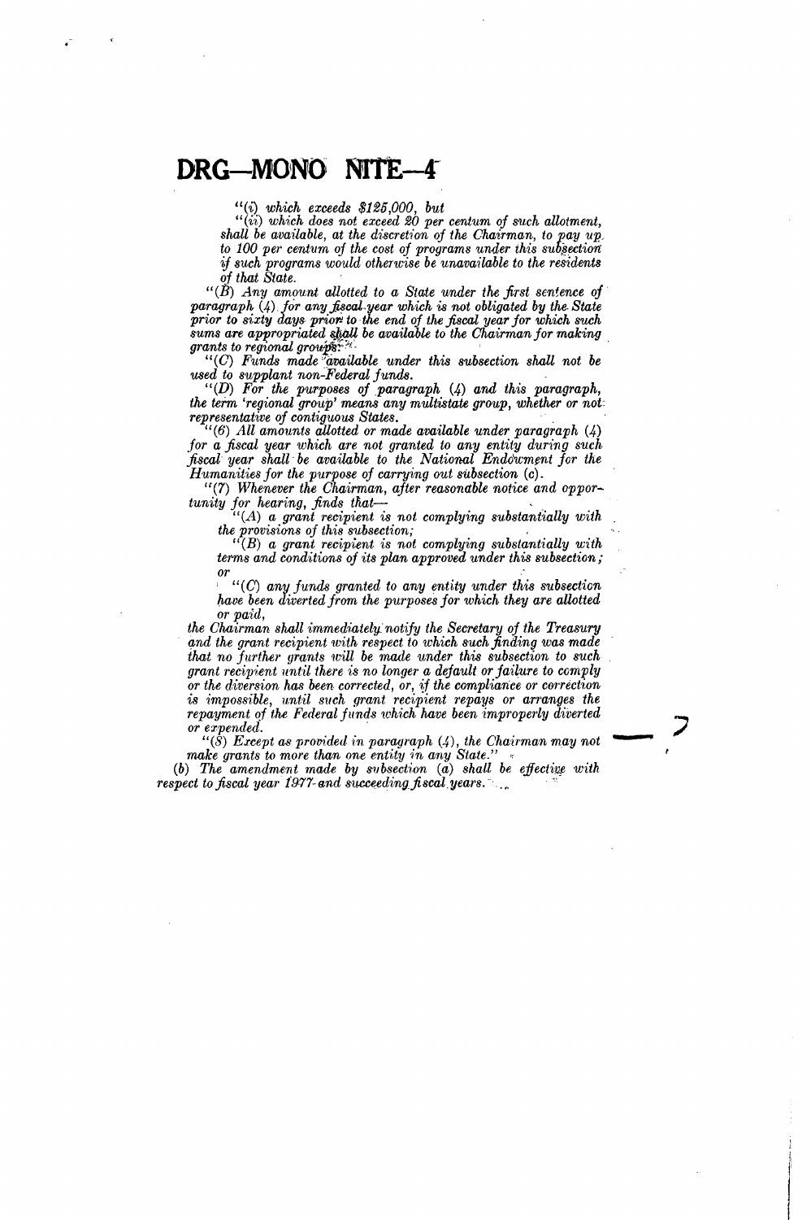# DRG—MONO NITE—4

"(i) which exceeds $125,000, but

"(ii) which does not exceed 20 per centum of such allotment, shall be available, at the discretion of the Chairman, to pay up to 100 per centum of the cost of programs under this subsection if such programs would otherwise be unavailable to the residents of that State.

"(B) Any amount allotted to a State under the first sentence of paragraph (4) for any fiscal year which is not obligated by the State prior to sixty days prior to the end of the fiscal year for which such sums are appropriated shall be available to the Chairman for making grants to regional groups.

"(C) Funds made available under this subsection shall not be used to supplant non-Federal funds.

"(D) For the purposes of paragraph (4) and this paragraph, the term 'regional group' means any multistate group, whether or not representative of contiguous States.

"(6) All amounts allotted or made available under paragraph (4) for a fiscal year which are not granted to any entity during such fiscal year shall be available to the National Endowment for the Humanities for the purpose of carrying out subsection (c).

"(7) Whenever the Chairman, after reasonable notice and opportunity for hearing, finds that—

"(A) a grant recipient is not complying substantially with the provisions of this subsection;

"(B) a grant recipient is not complying substantially with terms and conditions of its plan approved under this subsection; or

"(C) any funds granted to any entity under this subsection have been diverted from the purposes for which they are allotted or paid,

the Chairman shall immediately notify the Secretary of the Treasury and the grant recipient with respect to which such finding was made that no further grants will be made under this subsection to such grant recipient until there is no longer a default or failure to comply or the diversion has been corrected, or, if the compliance or correction is impossible, until such grant recipient repays or arranges the repayment of the Federal funds which have been improperly diverted or expended.

"(8) Except as provided in paragraph (4), the Chairman may not make grants to more than one entity in any State."

(b) The amendment made by subsection (a) shall be effective with respect to fiscal year 1977 and succeeding fiscal years.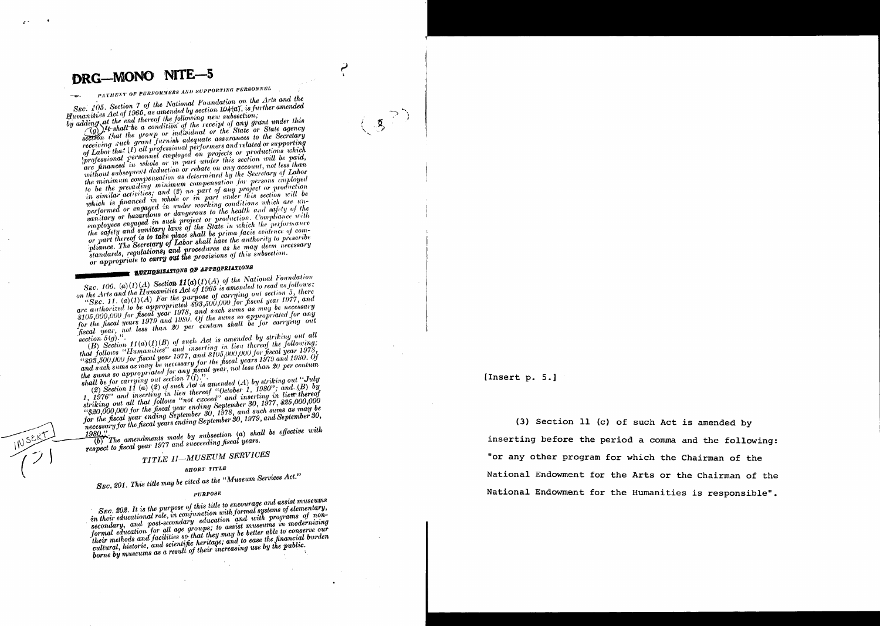# DRG—MONO NTE—5

PAYMENT OF PERFORMERS AND SUPPORTING PERSONNEL

SEC. 105. Section 7 of the National Foundation on the Arts and the Humanities Act of 1965, as amended by section 104(a), is further amended by adding at the end thereof the following new subsection:

"(g) It shall be a condition of the receipt of any grant under this section that the group or individual or the State or State agency receiving such grant furnish adequate assurances to the Secretary of Labor that (1) all professional performers and related or supporting professional personnel employed on projects or productions which are financed in whole or in part under this section will be paid, without subsequent deduction or rebate on any account, not less than the minimum compensation as determined by the Secretary of Labor to be the prevailing minimum compensation for persons employed in similar activities; and (2) no part of any project or production which is financed in whole or in part under this section will be performed or engaged in under working conditions which are unsanitary or hazardous or dangerous to the health and safety of the employees engaged in such project or production. Compliance with the safety and sanitary laws of the State in which the performance or part thereof is to take place shall be prima facie evidence of compliance. The Secretary of Labor shall have the authority to prescribe standards, regulations, and procedures as he may deem necessary or appropriate to carry out the provisions of this subsection.

AUTHORIZATIONS OF APPROPRIATIONS

SEC. 106. (a)(1)(A) Section 11(a)(1)(A) of the National Foundation on the Arts and the Humanities Act of 1965 is amended to read as follows:

"SEC. 11. (a)(1)(A) For the purpose of carrying out section 5, there are authorized to be appropriated $93,500,000 for fiscal year 1977, and $105,000,000 for fiscal year 1978, and such sums as may be necessary for the fiscal years 1979 and 1980. Of the sums so appropriated for any fiscal year, not less than 20 per centum shall be for carrying out section 5(g).".

(B) Section 11(a)(1)(B) of such Act is amended by striking out all that follows "Humanities" and inserting in lieu thereof the following: "$93,500,000 for fiscal year 1977, and $105,000,000 for fiscal year 1978, and such sums as may be necessary for the fiscal years 1979 and 1980. Of the sums so appropriated for any fiscal year, not less than 20 per centum shall be for carrying out section 7(f).".

(2) Section 11 (a) (2) of such Act is amended (A) by striking out "July 1, 1976" and inserting in lieu thereof "October 1, 1980"; and (B) by striking out all that follows "not exceed" and inserting in lieu thereof "$20,000,000 for the fiscal year ending September 30, 1977, $25,000,000 for the fiscal year ending September 30, 1978, and such sums as may be necessary for the fiscal years ending September 30, 1979, and September 30, 1980".

INSERT (3)

(b) The amendments made by subsection (a) shall be effective with respect to fiscal year 1977 and succeeding fiscal years.

## TITLE II—MUSEUM SERVICES

SHORT TITLE

SEC. 201. This title may be cited as the "Museum Services Act."

PURPOSE

SEC. 202. It is the purpose of this title to encourage and assist museums in their educational role, in conjunction with formal systems of elementary, secondary, and post-secondary education and with programs of nonformal education for all age groups; to assist museums in modernizing their methods and facilities so that they may be better able to conserve our cultural, historic, and scientific heritage; and to ease the financial burden borne by museums as a result of their increasing use by the public.

[Insert p. 5.]

(3) Section 11 (c) of such Act is amended by inserting before the period a comma and the following: "or any other program for which the Chairman of the National Endowment for the Arts or the Chairman of the National Endowment for the Humanities is responsible".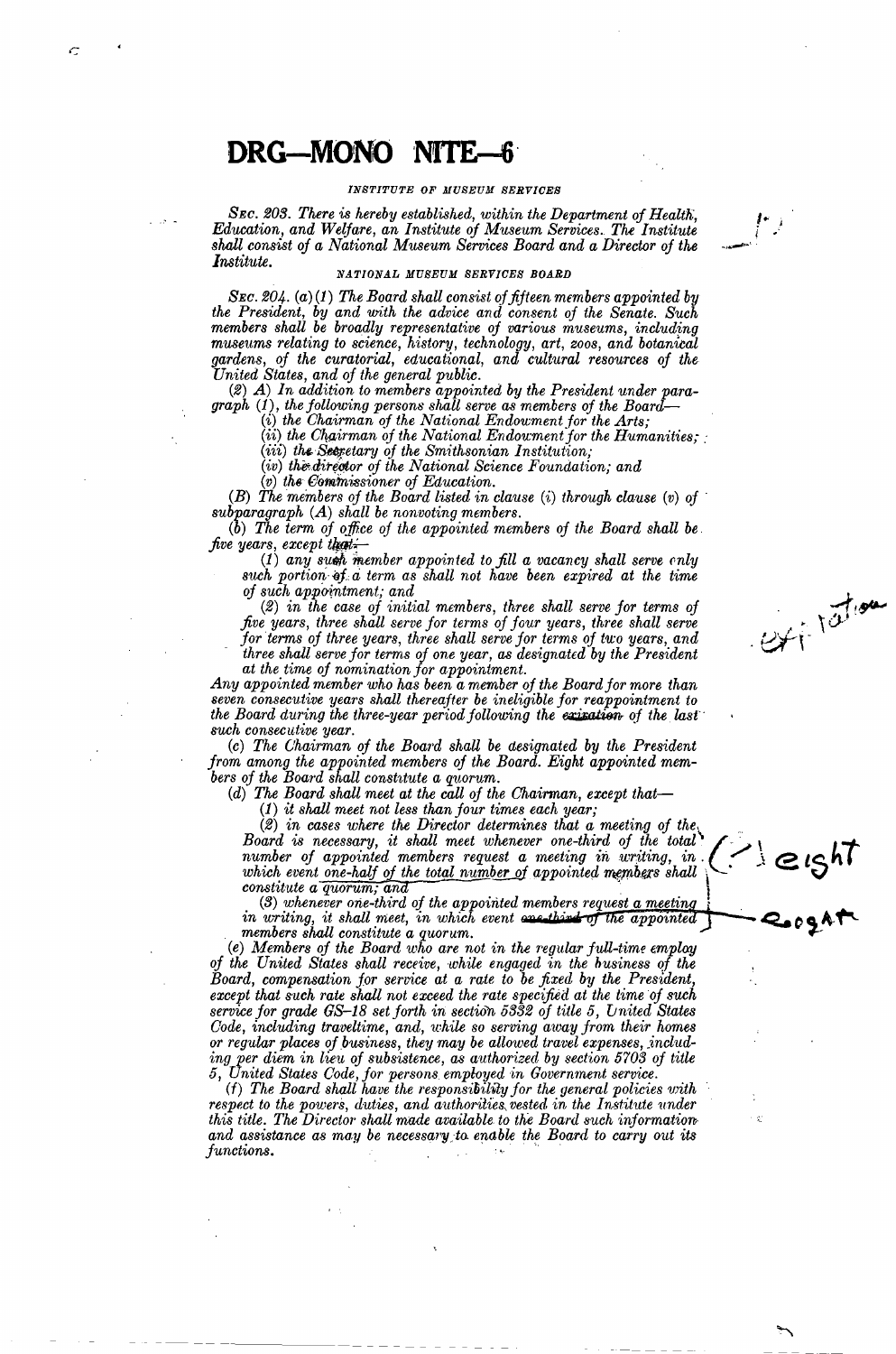# DRG—MONO NITE—6

*INSTITUTE OF MUSEUM SERVICES*

*SEC. 203. There is hereby established, within the Department of Health, Education, and Welfare, an Institute of Museum Services. The Institute shall consist of a National Museum Services Board and a Director of the Institute.*

*NATIONAL MUSEUM SERVICES BOARD*

*SEC. 204. (a)(1) The Board shall consist of fifteen members appointed by the President, by and with the advice and consent of the Senate. Such members shall be broadly representative of various museums, including museums relating to science, history, technology, art, zoos, and botanical gardens, of the curatorial, educational, and cultural resources of the United States, and of the general public.*

*(2) A) In addition to members appointed by the President under paragraph (1), the following persons shall serve as members of the Board—*

*(i) the Chairman of the National Endowment for the Arts;*

*(ii) the Chairman of the National Endowment for the Humanities;*

*(iii) the Secretary of the Smithsonian Institution;*

*(iv) the director of the National Science Foundation; and*

*(v) the Commissioner of Education.*

*(B) The members of the Board listed in clause (i) through clause (v) of subparagraph (A) shall be nonvoting members.*

*(b) The term of office of the appointed members of the Board shall be five years, except that—*

*(1) any such member appointed to fill a vacancy shall serve only such portion of a term as shall not have been expired at the time of such appointment; and*

*(2) in the case of initial members, three shall serve for terms of five years, three shall serve for terms of four years, three shall serve for terms of three years, three shall serve for terms of two years, and three shall serve for terms of one year, as designated by the President at the time of nomination for appointment.*

*Any appointed member who has been a member of the Board for more than seven consecutive years shall thereafter be ineligible for reappointment to the Board during the three-year period following the ~~exiation~~ of the last such consecutive year.*

expiration

*(c) The Chairman of the Board shall be designated by the President from among the appointed members of the Board. Eight appointed members of the Board shall constitute a quorum.*

*(d) The Board shall meet at the call of the Chairman, except that—*

*(1) it shall meet not less than four times each year;*

*(2) in cases where the Director determines that a meeting of the Board is necessary, it shall meet whenever one-third of the total number of appointed members request a meeting in writing, in which event one-half of the total number of appointed members shall constitute a quorum; and*

*(3) whenever one-third of the appointed members request a meeting in writing, it shall meet, in which event ~~one-third of the appointed~~ members shall constitute a quorum.*

(—) eight

Roget

*(e) Members of the Board who are not in the regular full-time employ of the United States shall receive, while engaged in the business of the Board, compensation for service at a rate to be fixed by the President, except that such rate shall not exceed the rate specified at the time of such service for grade GS–18 set forth in section 5332 of title 5, United States Code, including traveltime, and, while so serving away from their homes or regular places of business, they may be allowed travel expenses, including per diem in lieu of subsistence, as authorized by section 5703 of title 5, United States Code, for persons employed in Government service.*

*(f) The Board shall have the responsibility for the general policies with respect to the powers, duties, and authorities vested in the Institute under this title. The Director shall made available to the Board such information and assistance as may be necessary to enable the Board to carry out its functions.*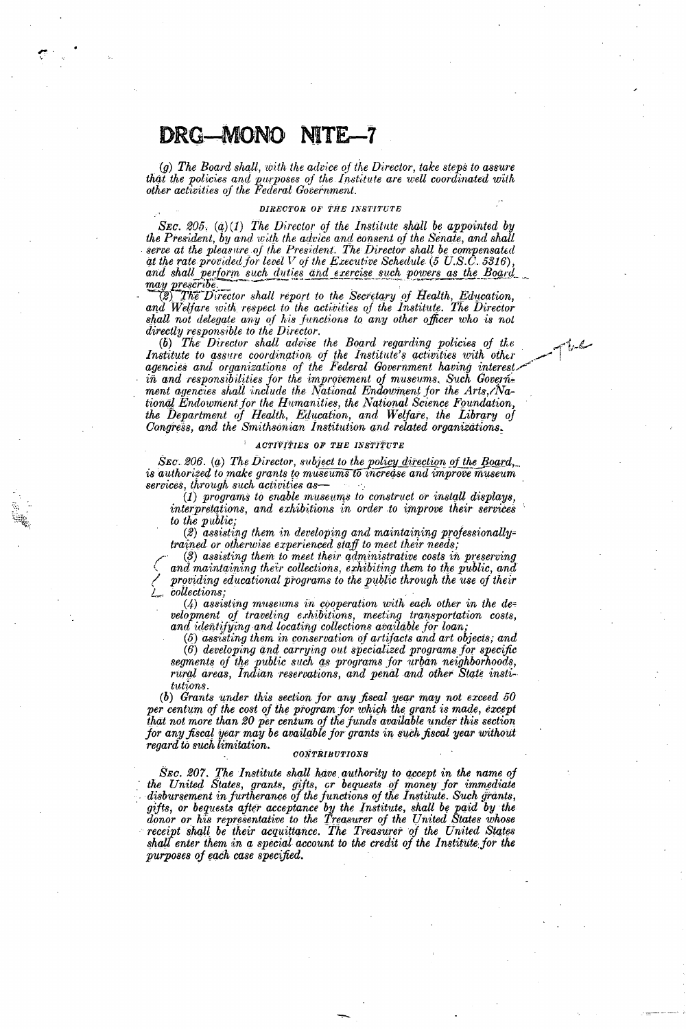# DRG—MONO NITE—7

*(g) The Board shall, with the advice of the Director, take steps to assure that the policies and purposes of the Institute are well coordinated with other activities of the Federal Government.*

### DIRECTOR OF THE INSTITUTE

*SEC. 205. (a)(1) The Director of the Institute shall be appointed by the President, by and with the advice and consent of the Senate, and shall serve at the pleasure of the President. The Director shall be compensated at the rate provided for level V of the Executive Schedule (5 U.S.C. 5316), and shall perform such duties and exercise such powers as the Board may prescribe.*

*(2) The Director shall report to the Secretary of Health, Education, and Welfare with respect to the activities of the Institute. The Director shall not delegate any of his functions to any other officer who is not directly responsible to the Director.*

*(b) The Director shall advise the Board regarding policies of the Institute to assure coordination of the Institute's activities with other agencies and organizations of the Federal Government having interest in and responsibilities for the improvement of museums. Such Government agencies shall include the National Endowment for the Arts, National Endowment for the Humanities, the National Science Foundation, the Department of Health, Education, and Welfare, the Library of Congress, and the Smithsonian Institution and related organizations.*

### ACTIVITIES OF THE INSTITUTE

*SEC. 206. (a) The Director, subject to the policy direction of the Board, is authorized to make grants to museums to increase and improve museum services, through such activities as—*

*(1) programs to enable museums to construct or install displays, interpretations, and exhibitions in order to improve their services to the public;*

*(2) assisting them in developing and maintaining professionally-trained or otherwise experienced staff to meet their needs;*

*(3) assisting them to meet their administrative costs in preserving and maintaining their collections, exhibiting them to the public, and providing educational programs to the public through the use of their collections;*

*(4) assisting museums in cooperation with each other in the development of traveling exhibitions, meeting transportation costs, and identifying and locating collections available for loan;*

*(5) assisting them in conservation of artifacts and art objects; and*

*(6) developing and carrying out specialized programs for specific segments of the public such as programs for urban neighborhoods, rural areas, Indian reservations, and penal and other State institutions.*

*(b) Grants under this section for any fiscal year may not exceed 50 per centum of the cost of the program for which the grant is made, except that not more than 20 per centum of the funds available under this section for any fiscal year may be available for grants in such fiscal year without regard to such limitation.*

### CONTRIBUTIONS

*SEC. 207. The Institute shall have authority to accept in the name of the United States, grants, gifts, or bequests of money for immediate disbursement in furtherance of the functions of the Institute. Such grants, gifts, or bequests after acceptance by the Institute, shall be paid by the donor or his representative to the Treasurer of the United States whose receipt shall be their acquittance. The Treasurer of the United States shall enter them in a special account to the credit of the Institute for the purposes of each case specified.*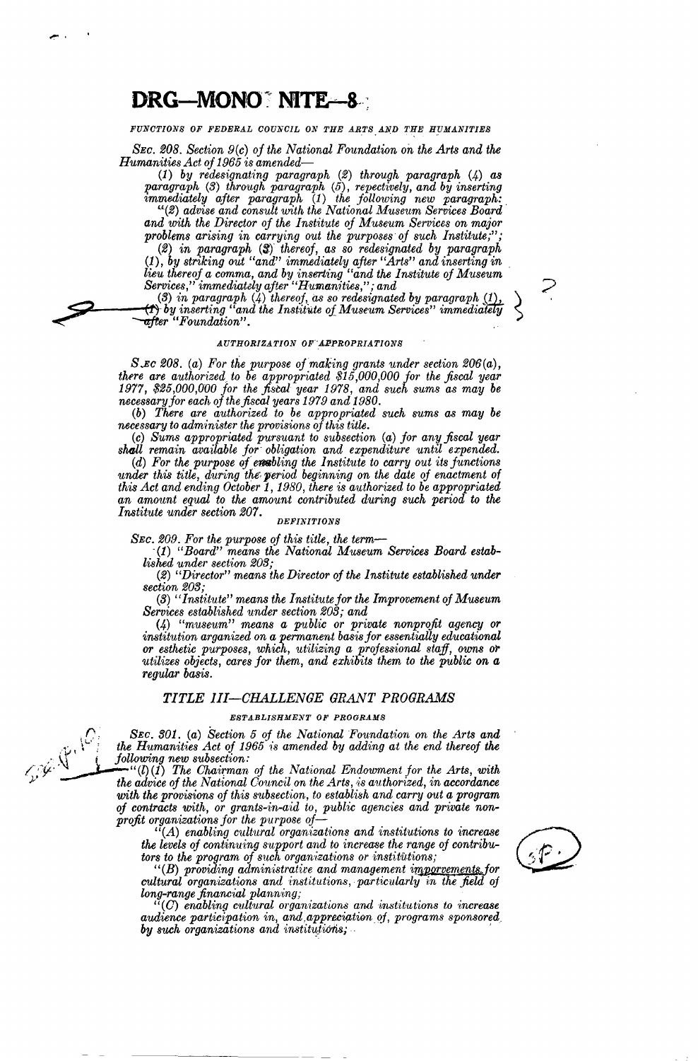DRG—MONO NITE—8

###### FUNCTIONS OF FEDERAL COUNCIL ON THE ARTS AND THE HUMANITIES

*SEC. 208. Section 9(c) of the National Foundation on the Arts and the Humanities Act of 1965 is amended—*

*(1) by redesignating paragraph (2) through paragraph (4) as paragraph (3) through paragraph (5), repectively, and by inserting immediately after paragraph (1) the following new paragraph:*

*"(2) advise and consult with the National Museum Services Board and with the Director of the Institute of Museum Services on major problems arising in carrying out the purposes of such Institute;";*

*(2) in paragraph (3) thereof, as so redesignated by paragraph (1), by striking out "and" immediately after "Arts" and inserting in lieu thereof a comma, and by inserting "and the Institute of Museum Services," immediately after "Humanities,"; and*

*(3) in paragraph (4) thereof, as so redesignated by paragraph (1), (1) by inserting "and the Institute of Museum Services" immediately after "Foundation".*

###### AUTHORIZATION OF APPROPRIATIONS

*SEC 208. (a) For the purpose of making grants under section 206(a), there are authorized to be appropriated $15,000,000 for the fiscal year 1977, $25,000,000 for the fiscal year 1978, and such sums as may be necessary for each of the fiscal years 1979 and 1980.*

*(b) There are authorized to be appropriated such sums as may be necessary to administer the provisions of this title.*

*(c) Sums appropriated pursuant to subsection (a) for any fiscal year shall remain available for obligation and expenditure until expended.*

*(d) For the purpose of enabling the Institute to carry out its functions under this title, during the period beginning on the date of enactment of this Act and ending October 1, 1980, there is authorized to be appropriated an amount equal to the amount contributed during such period to the Institute under section 207.*

###### DEFINITIONS

*SEC. 209. For the purpose of this title, the term—*

*(1) "Board" means the National Museum Services Board established under section 203;*

*(2) "Director" means the Director of the Institute established under section 203;*

*(3) "Institute" means the Institute for the Improvement of Museum Services established under section 203; and*

*(4) "museum" means a public or private nonprofit agency or institution organized on a permanent basis for essentially educational or esthetic purposes, which, utilizing a professional staff, owns or utilizes objects, cares for them, and exhibits them to the public on a regular basis.*

## *TITLE III—CHALLENGE GRANT PROGRAMS*

###### ESTABLISHMENT OF PROGRAMS

*SEC. 301. (a) Section 5 of the National Foundation on the Arts and the Humanities Act of 1965 is amended by adding at the end thereof the following new subsection:*

*"(l)(1) The Chairman of the National Endowment for the Arts, with the advice of the National Council on the Arts, is authorized, in accordance with the provisions of this subsection, to establish and carry out a program of contracts with, or grants-in-aid to, public agencies and private nonprofit organizations for the purpose of—*

*"(A) enabling cultural organizations and institutions to increase the levels of continuing support and to increase the range of contributors to the program of such organizations or institutions;*

*"(B) providing administrative and management improvements for cultural organizations and institutions, particularly in the field of long-range financial planning;*

*"(C) enabling cultural organizations and institutions to increase audience participation in, and appreciation of, programs sponsored by such organizations and institutions;*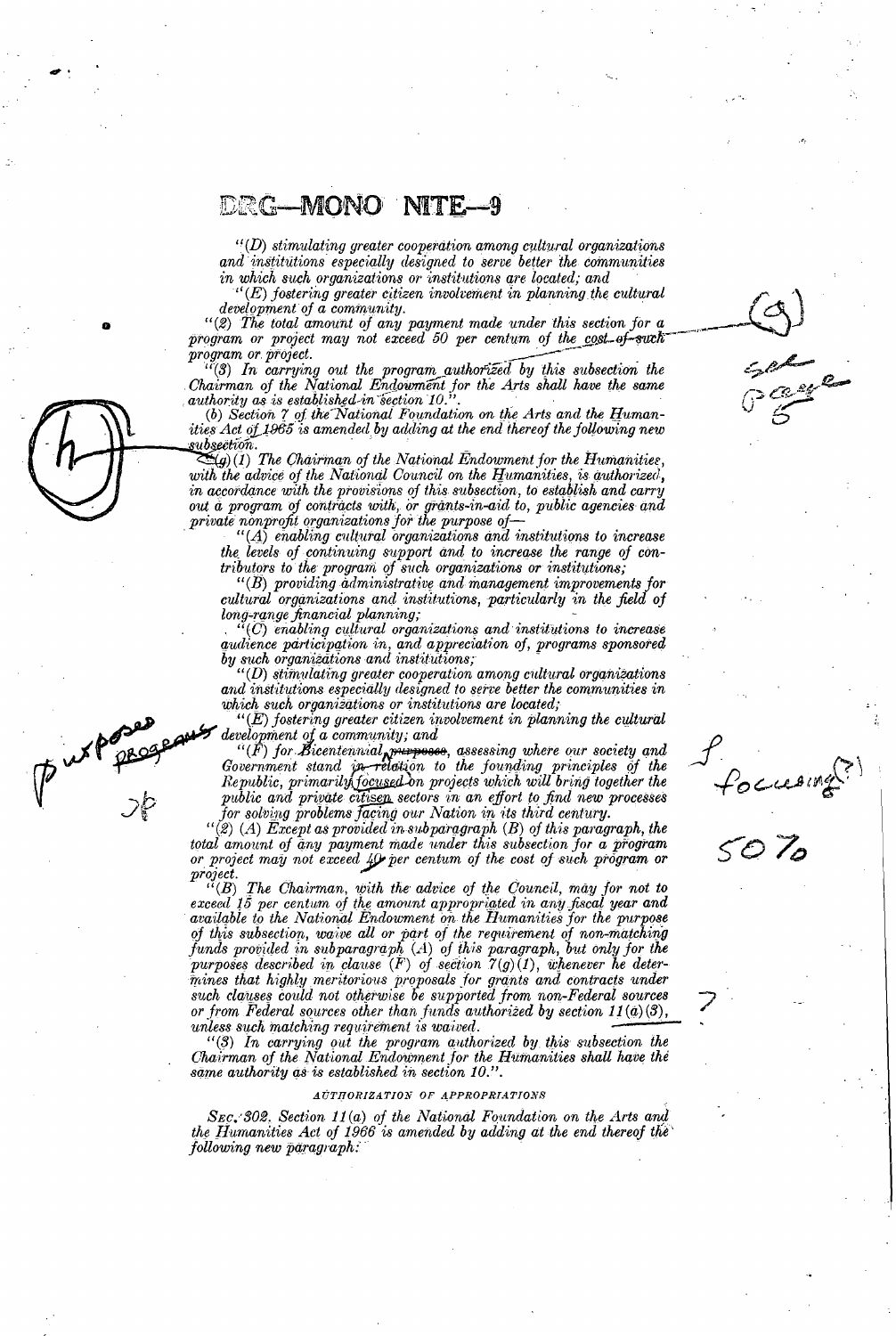# DRG—MONO NITE—9

"(D) stimulating greater cooperation among cultural organizations and institutions especially designed to serve better the communities in which such organizations or institutions are located; and

"(E) fostering greater citizen involvement in planning the cultural development of a community.

"(2) The total amount of any payment made under this section for a program or project may not exceed 50 per centum of the cost of such program or project.

"(3) In carrying out the program authorized by this subsection the Chairman of the National Endowment for the Arts shall have the same authority as is established in section 10.".

(b) Section 7 of the National Foundation on the Arts and the Humanities Act of 1965 is amended by adding at the end thereof the following new subsection:

"(g)(1) The Chairman of the National Endowment for the Humanities, with the advice of the National Council on the Humanities, is authorized, in accordance with the provisions of this subsection, to establish and carry out a program of contracts with, or grants-in-aid to, public agencies and private nonprofit organizations for the purpose of—

"(A) enabling cultural organizations and institutions to increase the levels of continuing support and to increase the range of contributors to the program of such organizations or institutions;

"(B) providing administrative and management improvements for cultural organizations and institutions, particularly in the field of long-range financial planning;

"(C) enabling cultural organizations and institutions to increase audience participation in, and appreciation of, programs sponsored by such organizations and institutions;

"(D) stimulating greater cooperation among cultural organizations and institutions especially designed to serve better the communities in which such organizations or institutions are located;

"(E) fostering greater citizen involvement in planning the cultural development of a community; and

"(F) for Bicentennial programs, assessing where our society and Government stand in relation to the founding principles of the Republic, primarily focused on projects which will bring together the public and private citizen sectors in an effort to find new processes for solving problems facing our Nation in its third century.

"(2)(A) Except as provided in subparagraph (B) of this paragraph, the total amount of any payment made under this subsection for a program or project may not exceed 40 per centum of the cost of such program or project.

"(B) The Chairman, with the advice of the Council, may for not to exceed 15 per centum of the amount appropriated in any fiscal year and available to the National Endowment on the Humanities for the purpose of this subsection, waive all or part of the requirement of non-matching funds provided in subparagraph (A) of this paragraph, but only for the purposes described in clause (F) of section 7(g)(1), whenever he determines that highly meritorious proposals for grants and contracts under such clauses could not otherwise be supported from non-Federal sources or from Federal sources other than funds authorized by section 11(a)(3), unless such matching requirement is waived.

"(3) In carrying out the program authorized by this subsection the Chairman of the National Endowment for the Humanities shall have the same authority as is established in section 10.".

## AUTHORIZATION OF APPROPRIATIONS

SEC. 302. Section 11(a) of the National Foundation on the Arts and the Humanities Act of 1966 is amended by adding at the end thereof the following new paragraph: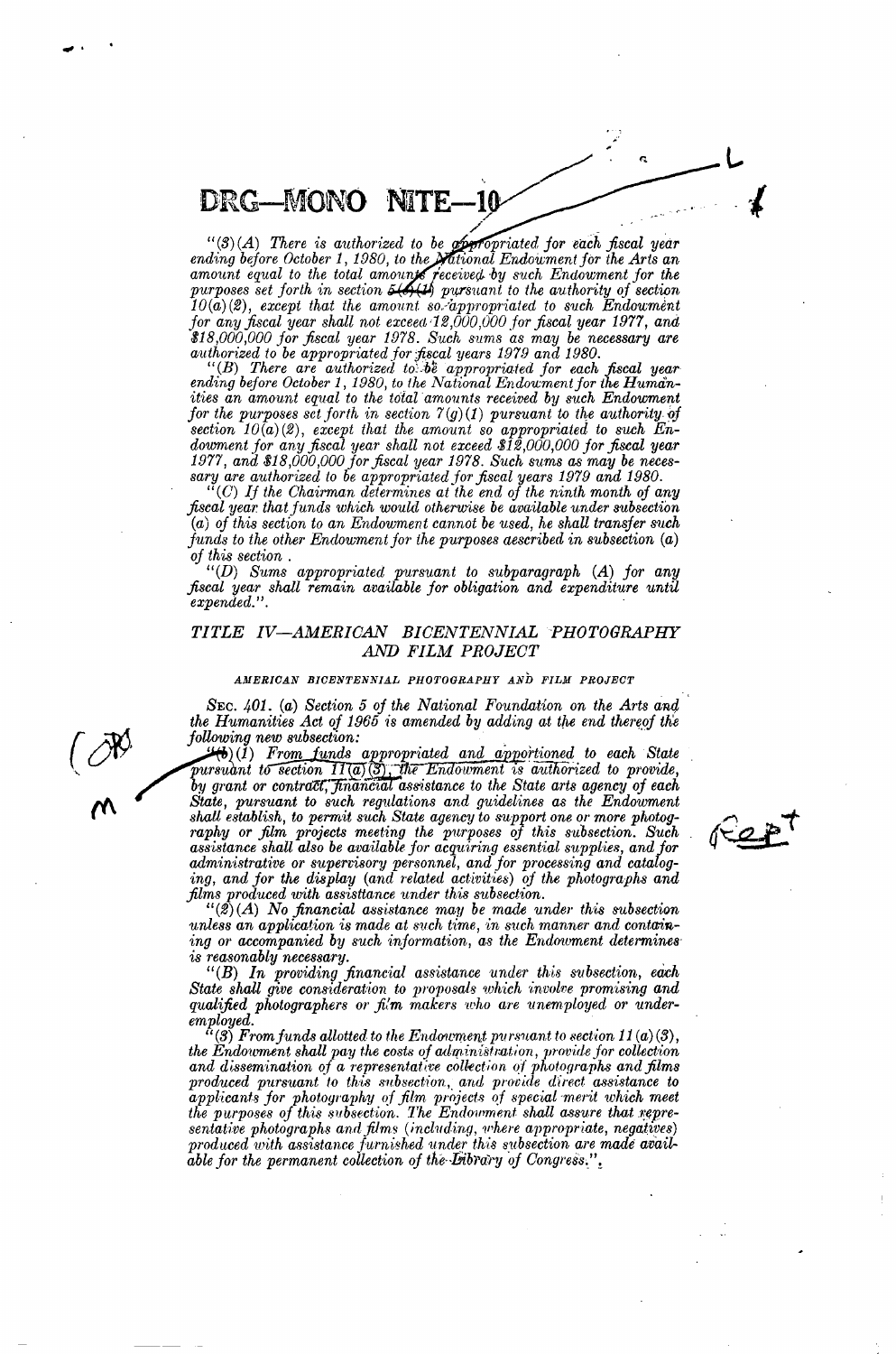DRG—MONO NITE—10

"(3)(A) There is authorized to be appropriated for each fiscal year ending before October 1, 1980, to the National Endowment for the Arts an amount equal to the total amounts received by such Endowment for the purposes set forth in section 5(h)(1) pursuant to the authority of section 10(a)(2), except that the amount so appropriated to such Endowment for any fiscal year shall not exceed 12,000,000 for fiscal year 1977, and $18,000,000 for fiscal year 1978. Such sums as may be necessary are authorized to be appropriated for fiscal years 1979 and 1980.

"(B) There are authorized to be appropriated for each fiscal year ending before October 1, 1980, to the National Endowment for the Humanities an amount equal to the total amounts received by such Endowment for the purposes set forth in section 7(g)(1) pursuant to the authority of section 10(a)(2), except that the amount so appropriated to such Endowment for any fiscal year shall not exceed $12,000,000 for fiscal year 1977, and $18,000,000 for fiscal year 1978. Such sums as may be necessary are authorized to be appropriated for fiscal years 1979 and 1980.

"(C) If the Chairman determines at the end of the ninth month of any fiscal year that funds which would otherwise be available under subsection (a) of this section to an Endowment cannot be used, he shall transfer such funds to the other Endowment for the purposes aescribed in subsection (a) of this section .

"(D) Sums appropriated pursuant to subparagraph (A) for any fiscal year shall remain available for obligation and expenditure until expended.".

## TITLE IV—AMERICAN BICENTENNIAL PHOTOGRAPHY AND FILM PROJECT

AMERICAN BICENTENNIAL PHOTOGRAPHY AND FILM PROJECT

SEC. 401. (a) Section 5 of the National Foundation on the Arts and the Humanities Act of 1965 is amended by adding at the end thereof the following new subsection:

"(l)(1) From funds appropriated and apportioned to each State pursuant to section 11(a)(3), the Endowment is authorized to provide, by grant or contract, financial assistance to the State arts agency of each State, pursuant to such regulations and guidelines as the Endowment shall establish, to permit such State agency to support one or more photography or film projects meeting the purposes of this subsection. Such assistance shall also be available for acquiring essential supplies, and for administrative or supervisory personnel, and for processing and cataloging, and for the display (and related activities) of the photographs and films produced with assisttance under this subsection.

"(2)(A) No financial assistance may be made under this subsection unless an application is made at such time, in such manner and containing or accompanied by such information, as the Endowment determines is reasonably necessary.

"(B) In providing financial assistance under this subsection, each State shall give consideration to proposals which involve promising and qualified photographers or film makers who are unemployed or underemployed.

"(3) From funds allotted to the Endowment pursuant to section 11(a)(3), the Endowment shall pay the costs of administration, provide for collection and dissemination of a representative collection of photographs and films produced pursuant to this subsection, and provide direct assistance to applicants for photography of film projects of special merit which meet the purposes of this subsection. The Endowment shall assure that representative photographs and films (including, where appropriate, negatives) produced with assistance furnished under this subsection are made available for the permanent collection of the Library of Congress.".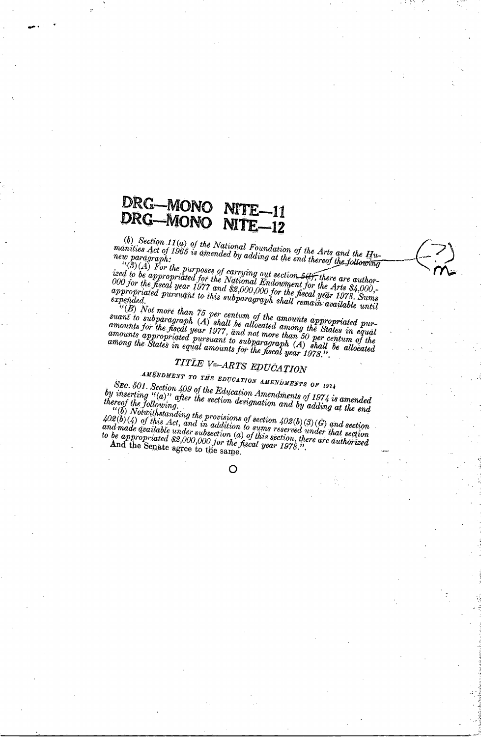# DRG—MONO NITE—11
# DRG—MONO NITE—12

(b) *Section 11(a) of the National Foundation of the Arts and the Humanities Act of 1965 is amended by adding at the end thereof the following new paragraph:*

*"(3)(A) For the purposes of carrying out section 5(l), there are authorized to be appropriated for the National Endowment for the Arts $4,000,000 for the fiscal year 1977 and $2,000,000 for the fiscal year 1978. Sums appropriated pursuant to this subparagraph shall remain available until expended.*

*"(B) Not more than 75 per centum of the amounts appropriated pursuant to subparagraph (A) shall be allocated among the States in equal amounts for the fiscal year 1977, and not more than 50 per centum of the amounts appropriated pursuant to subparagraph (A) shall be allocated among the States in equal amounts for the fiscal year 1978.".*

## *TITLE V—ARTS EDUCATION*

### *AMENDMENT TO THE EDUCATION AMENDMENTS OF 1974*

*SEC. 501. Section 409 of the Education Amendments of 1974 is amended by inserting "(a)" after the section designation and by adding at the end thereof the following.*

*"(b) Notwithstanding the provisions of section 402(b)(3)(G) and section 402(b)(4) of this Act, and in addition to sums reserved under that section and made available under subsection (a) of this section, there are authorized to be appropriated $2,000,000 for the fiscal year 1978.".*

And the Senate agree to the same.

O